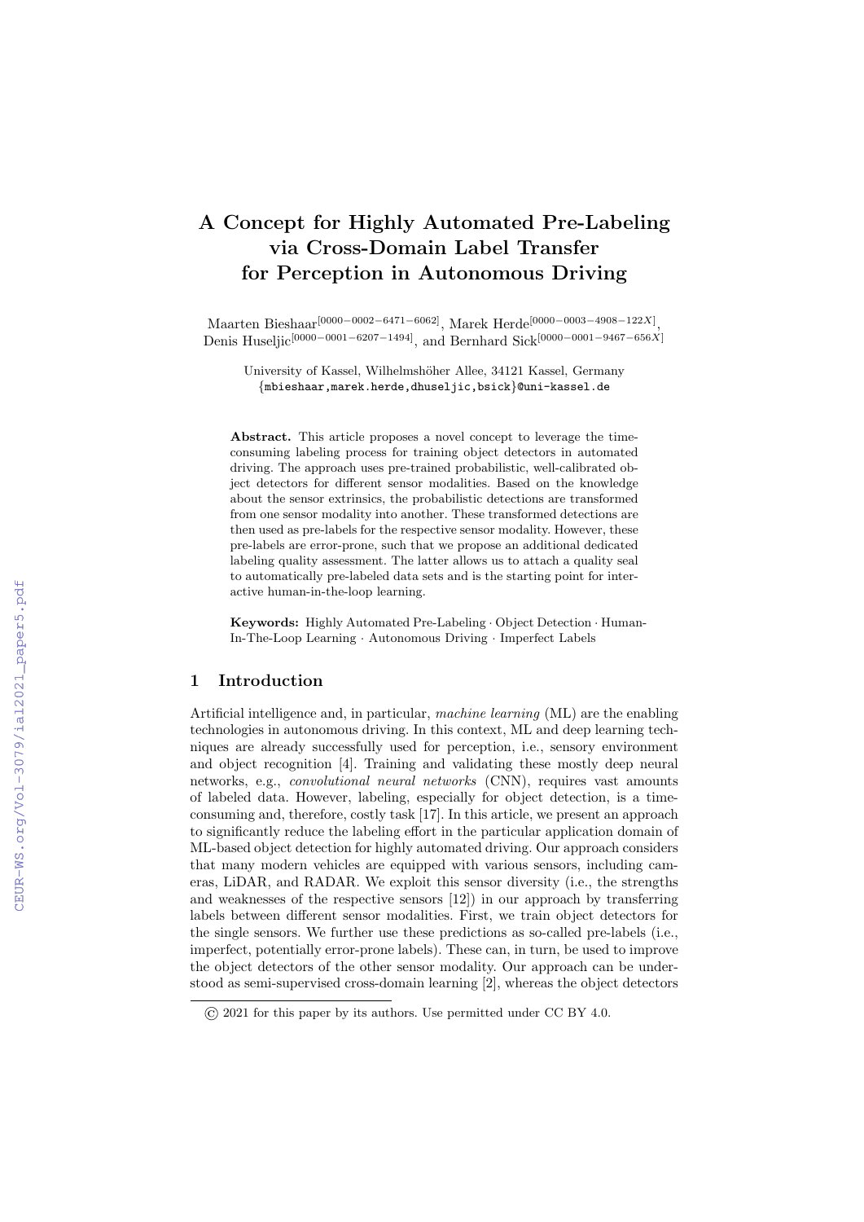# A Concept for Highly Automated Pre-Labeling via Cross-Domain Label Transfer for Perception in Autonomous Driving

Maarten Bieshaar[0000−0002−6471−6062], Marek Herde[0000−0003−4908−122X], Denis Huseljic[0000−0001−6207−1494], and Bernhard Sick[0000−0001−9467−656X]

University of Kassel, Wilhelmshöher Allee, 34121 Kassel, Germany
{mbieshaar,marek.herde,dhuseljic,bsick}@uni-kassel.de

**Abstract.** This article proposes a novel concept to leverage the time-consuming labeling process for training object detectors in automated driving. The approach uses pre-trained probabilistic, well-calibrated object detectors for different sensor modalities. Based on the knowledge about the sensor extrinsics, the probabilistic detections are transformed from one sensor modality into another. These transformed detections are then used as pre-labels for the respective sensor modality. However, these pre-labels are error-prone, such that we propose an additional dedicated labeling quality assessment. The latter allows us to attach a quality seal to automatically pre-labeled data sets and is the starting point for interactive human-in-the-loop learning.

**Keywords:** Highly Automated Pre-Labeling · Object Detection · Human-In-The-Loop Learning · Autonomous Driving · Imperfect Labels

## 1 Introduction

Artificial intelligence and, in particular, *machine learning* (ML) are the enabling technologies in autonomous driving. In this context, ML and deep learning techniques are already successfully used for perception, i.e., sensory environment and object recognition [4]. Training and validating these mostly deep neural networks, e.g., *convolutional neural networks* (CNN), requires vast amounts of labeled data. However, labeling, especially for object detection, is a time-consuming and, therefore, costly task [17]. In this article, we present an approach to significantly reduce the labeling effort in the particular application domain of ML-based object detection for highly automated driving. Our approach considers that many modern vehicles are equipped with various sensors, including cameras, LiDAR, and RADAR. We exploit this sensor diversity (i.e., the strengths and weaknesses of the respective sensors [12]) in our approach by transferring labels between different sensor modalities. First, we train object detectors for the single sensors. We further use these predictions as so-called pre-labels (i.e., imperfect, potentially error-prone labels). These can, in turn, be used to improve the object detectors of the other sensor modality. Our approach can be understood as semi-supervised cross-domain learning [2], whereas the object detectors

© 2021 for this paper by its authors. Use permitted under CC BY 4.0.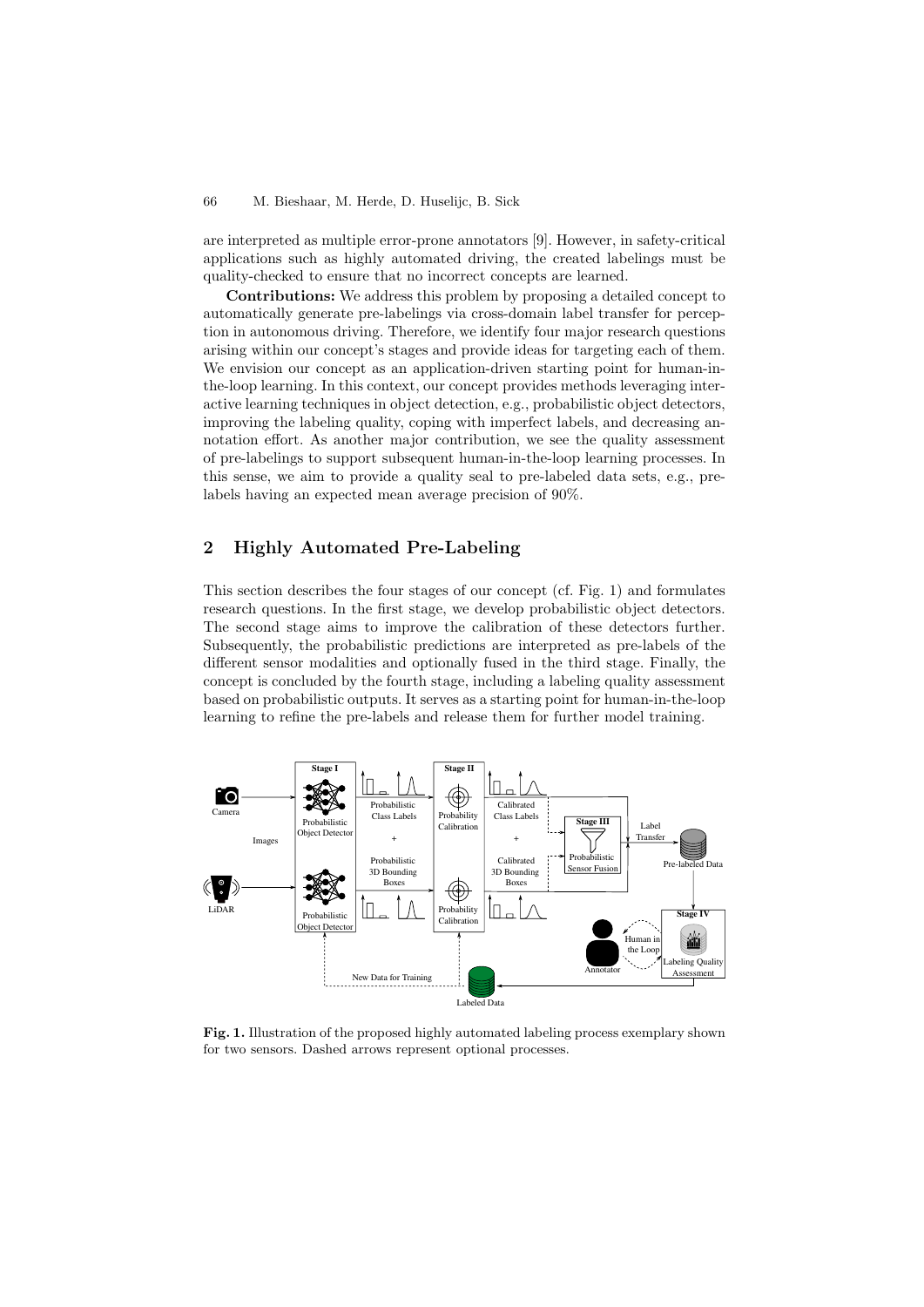are interpreted as multiple error-prone annotators [9]. However, in safety-critical applications such as highly automated driving, the created labelings must be quality-checked to ensure that no incorrect concepts are learned.

**Contributions:** We address this problem by proposing a detailed concept to automatically generate pre-labelings via cross-domain label transfer for perception in autonomous driving. Therefore, we identify four major research questions arising within our concept's stages and provide ideas for targeting each of them. We envision our concept as an application-driven starting point for human-in-the-loop learning. In this context, our concept provides methods leveraging interactive learning techniques in object detection, e.g., probabilistic object detectors, improving the labeling quality, coping with imperfect labels, and decreasing annotation effort. As another major contribution, we see the quality assessment of pre-labelings to support subsequent human-in-the-loop learning processes. In this sense, we aim to provide a quality seal to pre-labeled data sets, e.g., pre-labels having an expected mean average precision of 90%.

## 2 Highly Automated Pre-Labeling

This section describes the four stages of our concept (cf. Fig. 1) and formulates research questions. In the first stage, we develop probabilistic object detectors. The second stage aims to improve the calibration of these detectors further. Subsequently, the probabilistic predictions are interpreted as pre-labels of the different sensor modalities and optionally fused in the third stage. Finally, the concept is concluded by the fourth stage, including a labeling quality assessment based on probabilistic outputs. It serves as a starting point for human-in-the-loop learning to refine the pre-labels and release them for further model training.

Camera
LiDAR
Images
Stage I
Probabilistic Object Detector
Probabilistic Object Detector
Probabilistic Class Labels
+
Probabilistic 3D Bounding Boxes
Stage II
Probability Calibration
Probability Calibration
Calibrated Class Labels
+
Calibrated 3D Bounding Boxes
Stage III
Probabilistic Sensor Fusion
Label Transfer
Pre-labeled Data
Stage IV
Labeling Quality Assessment
Human in the Loop
Annotator
Labeled Data
New Data for Training

**Fig. 1.** Illustration of the proposed highly automated labeling process exemplary shown for two sensors. Dashed arrows represent optional processes.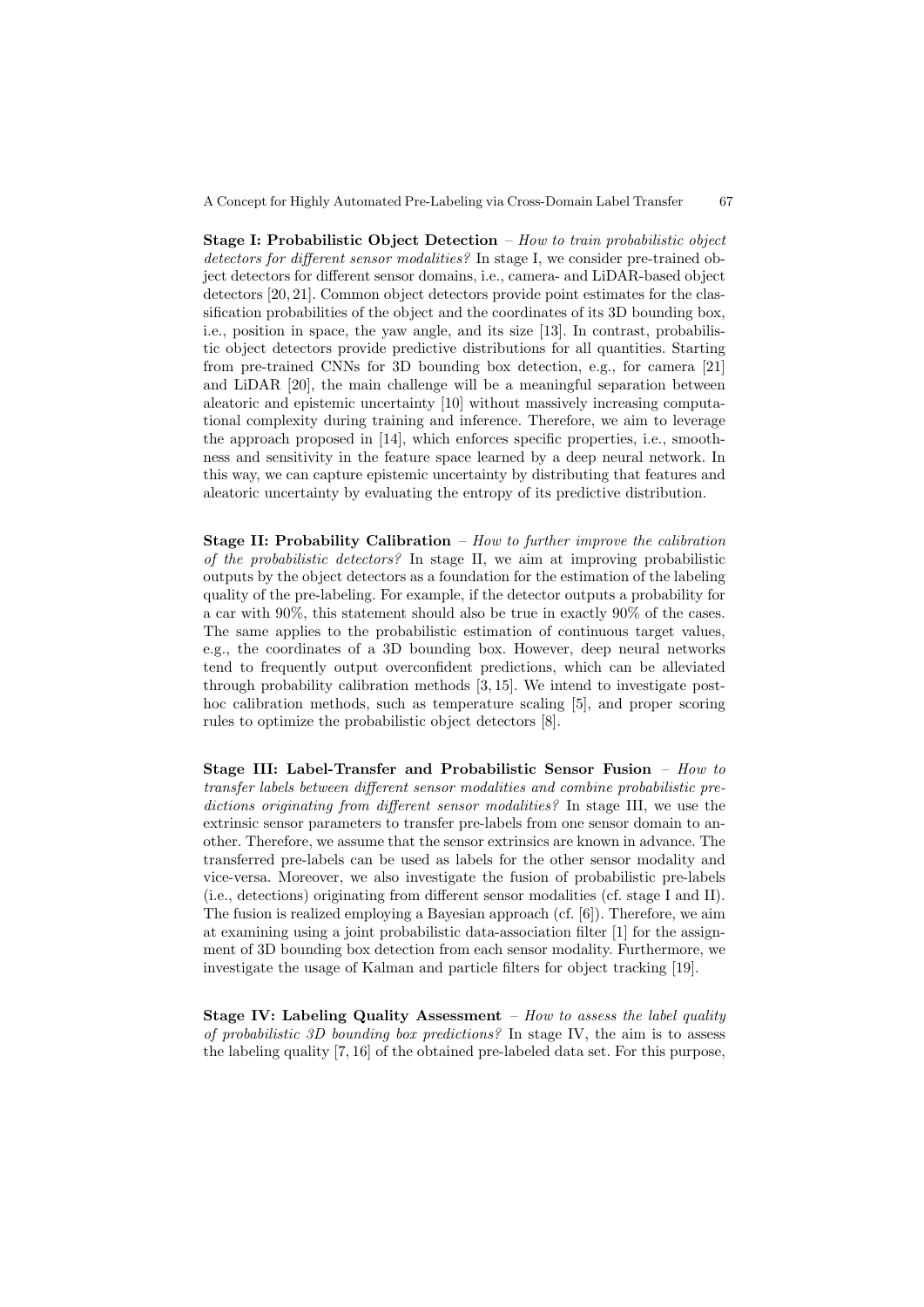**Stage I: Probabilistic Object Detection** – *How to train probabilistic object detectors for different sensor modalities?* In stage I, we consider pre-trained object detectors for different sensor domains, i.e., camera- and LiDAR-based object detectors [20, 21]. Common object detectors provide point estimates for the classification probabilities of the object and the coordinates of its 3D bounding box, i.e., position in space, the yaw angle, and its size [13]. In contrast, probabilistic object detectors provide predictive distributions for all quantities. Starting from pre-trained CNNs for 3D bounding box detection, e.g., for camera [21] and LiDAR [20], the main challenge will be a meaningful separation between aleatoric and epistemic uncertainty [10] without massively increasing computational complexity during training and inference. Therefore, we aim to leverage the approach proposed in [14], which enforces specific properties, i.e., smoothness and sensitivity in the feature space learned by a deep neural network. In this way, we can capture epistemic uncertainty by distributing that features and aleatoric uncertainty by evaluating the entropy of its predictive distribution.

**Stage II: Probability Calibration** – *How to further improve the calibration of the probabilistic detectors?* In stage II, we aim at improving probabilistic outputs by the object detectors as a foundation for the estimation of the labeling quality of the pre-labeling. For example, if the detector outputs a probability for a car with 90%, this statement should also be true in exactly 90% of the cases. The same applies to the probabilistic estimation of continuous target values, e.g., the coordinates of a 3D bounding box. However, deep neural networks tend to frequently output overconfident predictions, which can be alleviated through probability calibration methods [3, 15]. We intend to investigate post-hoc calibration methods, such as temperature scaling [5], and proper scoring rules to optimize the probabilistic object detectors [8].

**Stage III: Label-Transfer and Probabilistic Sensor Fusion** – *How to transfer labels between different sensor modalities and combine probabilistic predictions originating from different sensor modalities?* In stage III, we use the extrinsic sensor parameters to transfer pre-labels from one sensor domain to another. Therefore, we assume that the sensor extrinsics are known in advance. The transferred pre-labels can be used as labels for the other sensor modality and vice-versa. Moreover, we also investigate the fusion of probabilistic pre-labels (i.e., detections) originating from different sensor modalities (cf. stage I and II). The fusion is realized employing a Bayesian approach (cf. [6]). Therefore, we aim at examining using a joint probabilistic data-association filter [1] for the assignment of 3D bounding box detection from each sensor modality. Furthermore, we investigate the usage of Kalman and particle filters for object tracking [19].

**Stage IV: Labeling Quality Assessment** – *How to assess the label quality of probabilistic 3D bounding box predictions?* In stage IV, the aim is to assess the labeling quality [7, 16] of the obtained pre-labeled data set. For this purpose,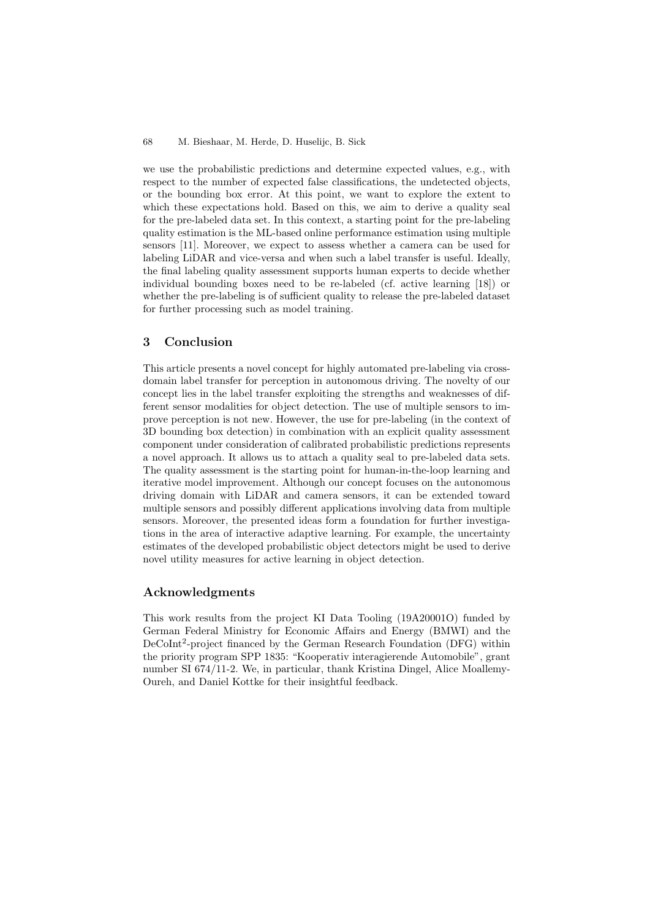we use the probabilistic predictions and determine expected values, e.g., with respect to the number of expected false classifications, the undetected objects, or the bounding box error. At this point, we want to explore the extent to which these expectations hold. Based on this, we aim to derive a quality seal for the pre-labeled data set. In this context, a starting point for the pre-labeling quality estimation is the ML-based online performance estimation using multiple sensors [11]. Moreover, we expect to assess whether a camera can be used for labeling LiDAR and vice-versa and when such a label transfer is useful. Ideally, the final labeling quality assessment supports human experts to decide whether individual bounding boxes need to be re-labeled (cf. active learning [18]) or whether the pre-labeling is of sufficient quality to release the pre-labeled dataset for further processing such as model training.

## 3 Conclusion

This article presents a novel concept for highly automated pre-labeling via cross-domain label transfer for perception in autonomous driving. The novelty of our concept lies in the label transfer exploiting the strengths and weaknesses of different sensor modalities for object detection. The use of multiple sensors to improve perception is not new. However, the use for pre-labeling (in the context of 3D bounding box detection) in combination with an explicit quality assessment component under consideration of calibrated probabilistic predictions represents a novel approach. It allows us to attach a quality seal to pre-labeled data sets. The quality assessment is the starting point for human-in-the-loop learning and iterative model improvement. Although our concept focuses on the autonomous driving domain with LiDAR and camera sensors, it can be extended toward multiple sensors and possibly different applications involving data from multiple sensors. Moreover, the presented ideas form a foundation for further investigations in the area of interactive adaptive learning. For example, the uncertainty estimates of the developed probabilistic object detectors might be used to derive novel utility measures for active learning in object detection.

## Acknowledgments

This work results from the project KI Data Tooling (19A20001O) funded by German Federal Ministry for Economic Affairs and Energy (BMWI) and the DeCoInt[2]-project financed by the German Research Foundation (DFG) within the priority program SPP 1835: "Kooperativ interagierende Automobile", grant number SI 674/11-2. We, in particular, thank Kristina Dingel, Alice Moallemy-Oureh, and Daniel Kottke for their insightful feedback.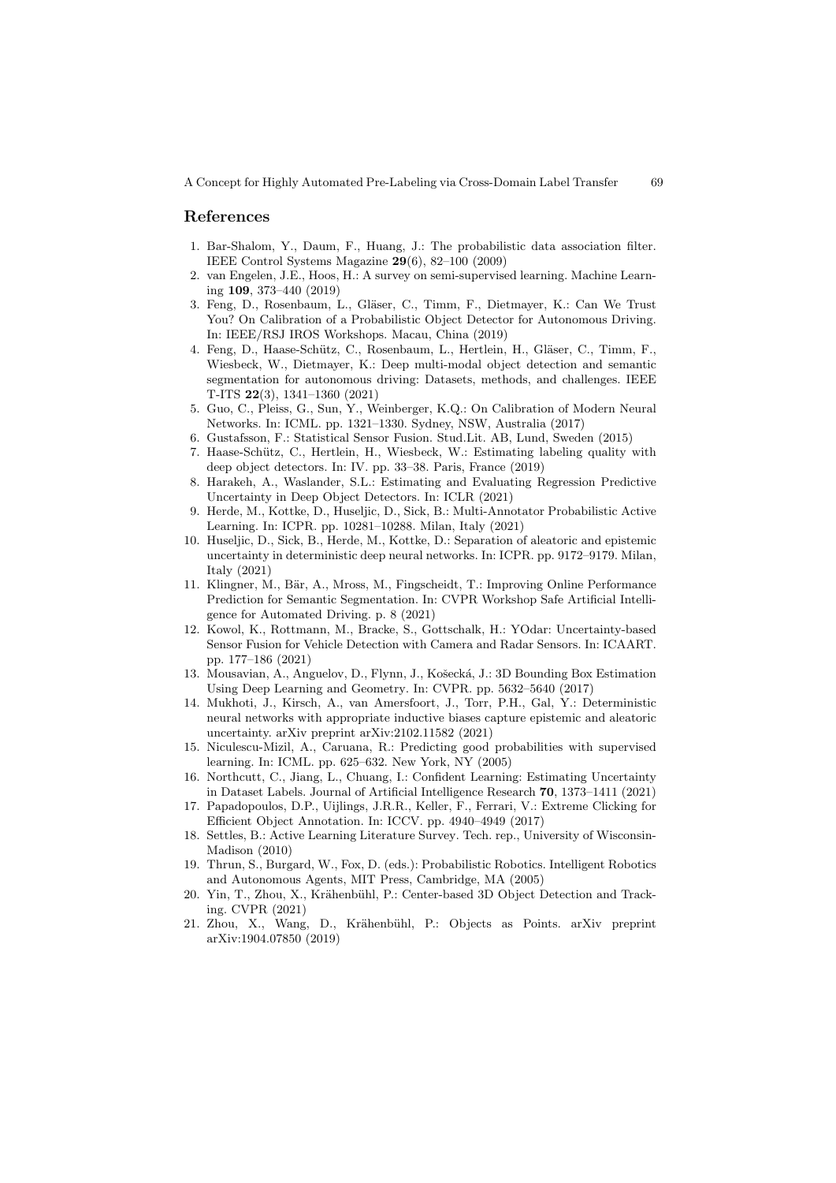## References

1. Bar-Shalom, Y., Daum, F., Huang, J.: The probabilistic data association filter. IEEE Control Systems Magazine **29**(6), 82–100 (2009)
2. van Engelen, J.E., Hoos, H.: A survey on semi-supervised learning. Machine Learning **109**, 373–440 (2019)
3. Feng, D., Rosenbaum, L., Gläser, C., Timm, F., Dietmayer, K.: Can We Trust You? On Calibration of a Probabilistic Object Detector for Autonomous Driving. In: IEEE/RSJ IROS Workshops. Macau, China (2019)
4. Feng, D., Haase-Schütz, C., Rosenbaum, L., Hertlein, H., Gläser, C., Timm, F., Wiesbeck, W., Dietmayer, K.: Deep multi-modal object detection and semantic segmentation for autonomous driving: Datasets, methods, and challenges. IEEE T-ITS **22**(3), 1341–1360 (2021)
5. Guo, C., Pleiss, G., Sun, Y., Weinberger, K.Q.: On Calibration of Modern Neural Networks. In: ICML. pp. 1321–1330. Sydney, NSW, Australia (2017)
6. Gustafsson, F.: Statistical Sensor Fusion. Stud.Lit. AB, Lund, Sweden (2015)
7. Haase-Schütz, C., Hertlein, H., Wiesbeck, W.: Estimating labeling quality with deep object detectors. In: IV. pp. 33–38. Paris, France (2019)
8. Harakeh, A., Waslander, S.L.: Estimating and Evaluating Regression Predictive Uncertainty in Deep Object Detectors. In: ICLR (2021)
9. Herde, M., Kottke, D., Huseljic, D., Sick, B.: Multi-Annotator Probabilistic Active Learning. In: ICPR. pp. 10281–10288. Milan, Italy (2021)
10. Huseljic, D., Sick, B., Herde, M., Kottke, D.: Separation of aleatoric and epistemic uncertainty in deterministic deep neural networks. In: ICPR. pp. 9172–9179. Milan, Italy (2021)
11. Klingner, M., Bär, A., Mross, M., Fingscheidt, T.: Improving Online Performance Prediction for Semantic Segmentation. In: CVPR Workshop Safe Artificial Intelligence for Automated Driving. p. 8 (2021)
12. Kowol, K., Rottmann, M., Bracke, S., Gottschalk, H.: YOdar: Uncertainty-based Sensor Fusion for Vehicle Detection with Camera and Radar Sensors. In: ICAART. pp. 177–186 (2021)
13. Mousavian, A., Anguelov, D., Flynn, J., Košecká, J.: 3D Bounding Box Estimation Using Deep Learning and Geometry. In: CVPR. pp. 5632–5640 (2017)
14. Mukhoti, J., Kirsch, A., van Amersfoort, J., Torr, P.H., Gal, Y.: Deterministic neural networks with appropriate inductive biases capture epistemic and aleatoric uncertainty. arXiv preprint arXiv:2102.11582 (2021)
15. Niculescu-Mizil, A., Caruana, R.: Predicting good probabilities with supervised learning. In: ICML. pp. 625–632. New York, NY (2005)
16. Northcutt, C., Jiang, L., Chuang, I.: Confident Learning: Estimating Uncertainty in Dataset Labels. Journal of Artificial Intelligence Research **70**, 1373–1411 (2021)
17. Papadopoulos, D.P., Uijlings, J.R.R., Keller, F., Ferrari, V.: Extreme Clicking for Efficient Object Annotation. In: ICCV. pp. 4940–4949 (2017)
18. Settles, B.: Active Learning Literature Survey. Tech. rep., University of Wisconsin-Madison (2010)
19. Thrun, S., Burgard, W., Fox, D. (eds.): Probabilistic Robotics. Intelligent Robotics and Autonomous Agents, MIT Press, Cambridge, MA (2005)
20. Yin, T., Zhou, X., Krähenbühl, P.: Center-based 3D Object Detection and Tracking. CVPR (2021)
21. Zhou, X., Wang, D., Krähenbühl, P.: Objects as Points. arXiv preprint arXiv:1904.07850 (2019)